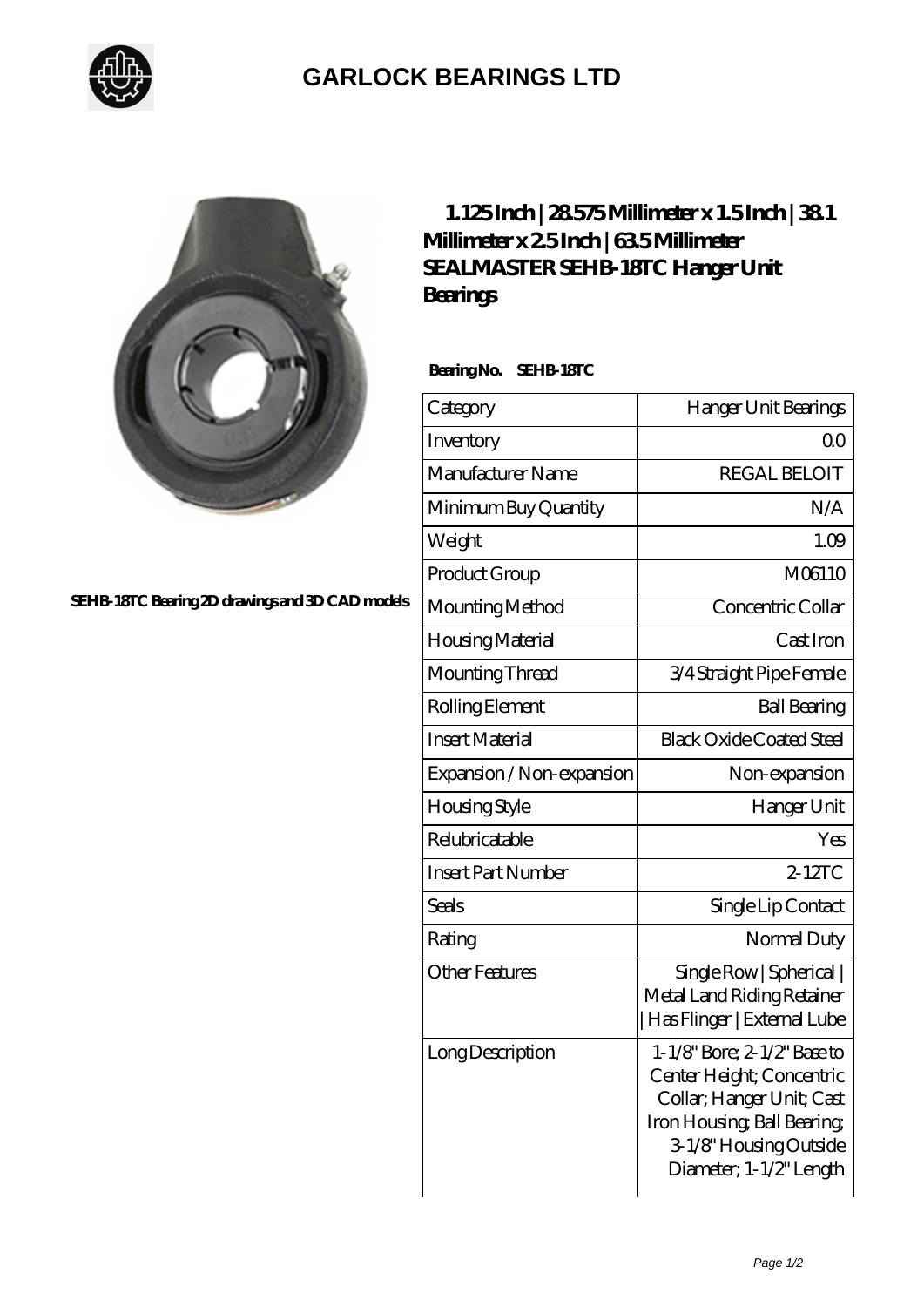# GARLOCK BEARINGS LTD

SEHB-18TC Bearing 2D drawings and 3D CAD models

## 1.125 Inch | 28.575 Millimeter x 1.5 Inch | 38.1 Millimeter x 2.5 Inch | 63.5 Millimeter SEALMASTER SEHB-18TC Hanger Unit Bearings

**Bearing No. SEHB-18TC**

| Category | Hanger Unit Bearings |
|---|---|
| Inventory | 0.0 |
| Manufacturer Name | REGAL BELOIT |
| Minimum Buy Quantity | N/A |
| Weight | 1.09 |
| Product Group | M06110 |
| Mounting Method | Concentric Collar |
| Housing Material | Cast Iron |
| Mounting Thread | 3/4 Straight Pipe Female |
| Rolling Element | Ball Bearing |
| Insert Material | Black Oxide Coated Steel |
| Expansion / Non-expansion | Non-expansion |
| Housing Style | Hanger Unit |
| Relubricatable | Yes |
| Insert Part Number | 2-12TC |
| Seals | Single Lip Contact |
| Rating | Normal Duty |
| Other Features | Single Row \| Spherical \| Metal Land Riding Retainer \| Has Flinger \| External Lube |
| Long Description | 1-1/8" Bore; 2-1/2" Base to Center Height; Concentric Collar; Hanger Unit; Cast Iron Housing; Ball Bearing; 3-1/8" Housing Outside Diameter; 1-1/2" Length |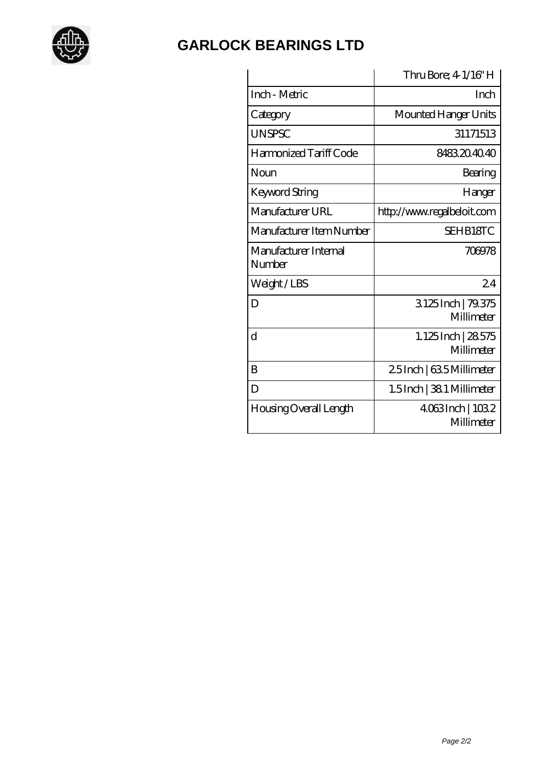# GARLOCK BEARINGS LTD

| | |
|---|---|
| | Thru Bore; 4-1/16" H |
| Inch - Metric | Inch |
| Category | Mounted Hanger Units |
| UNSPSC | 31171513 |
| Harmonized Tariff Code | 8483.20.40.40 |
| Noun | Bearing |
| Keyword String | Hanger |
| Manufacturer URL | http://www.regalbeloit.com |
| Manufacturer Item Number | SEHB18TC |
| Manufacturer Internal Number | 706978 |
| Weight / LBS | 2.4 |
| D | 3.125 Inch \| 79.375 Millimeter |
| d | 1.125 Inch \| 28.575 Millimeter |
| B | 2.5 Inch \| 63.5 Millimeter |
| D | 1.5 Inch \| 38.1 Millimeter |
| Housing Overall Length | 4.063 Inch \| 103.2 Millimeter |